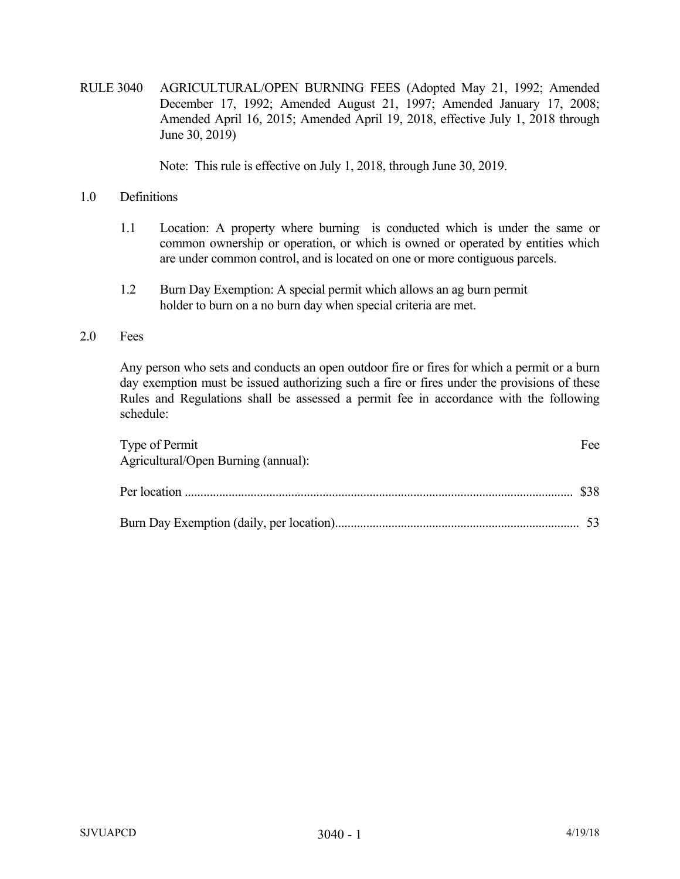# RULE 3040 AGRICULTURAL/OPEN BURNING FEES (Adopted May 21, 1992; Amended December 17, 1992; Amended August 21, 1997; Amended January 17, 2008; Amended April 16, 2015; Amended April 19, 2018, effective July 1, 2018 through June 30, 2019)

Note: This rule is effective on July 1, 2018, through June 30, 2019.

## 1.0 Definitions

1.1 Location: A property where burning is conducted which is under the same or common ownership or operation, or which is owned or operated by entities which are under common control, and is located on one or more contiguous parcels.

1.2 Burn Day Exemption: A special permit which allows an ag burn permit holder to burn on a no burn day when special criteria are met.

## 2.0 Fees

Any person who sets and conducts an open outdoor fire or fires for which a permit or a burn day exemption must be issued authorizing such a fire or fires under the provisions of these Rules and Regulations shall be assessed a permit fee in accordance with the following schedule:

| Type of Permit | Fee |
|---|---|
| Agricultural/Open Burning (annual): | |
| Per location | $38 |
| Burn Day Exemption (daily, per location) | 53 |